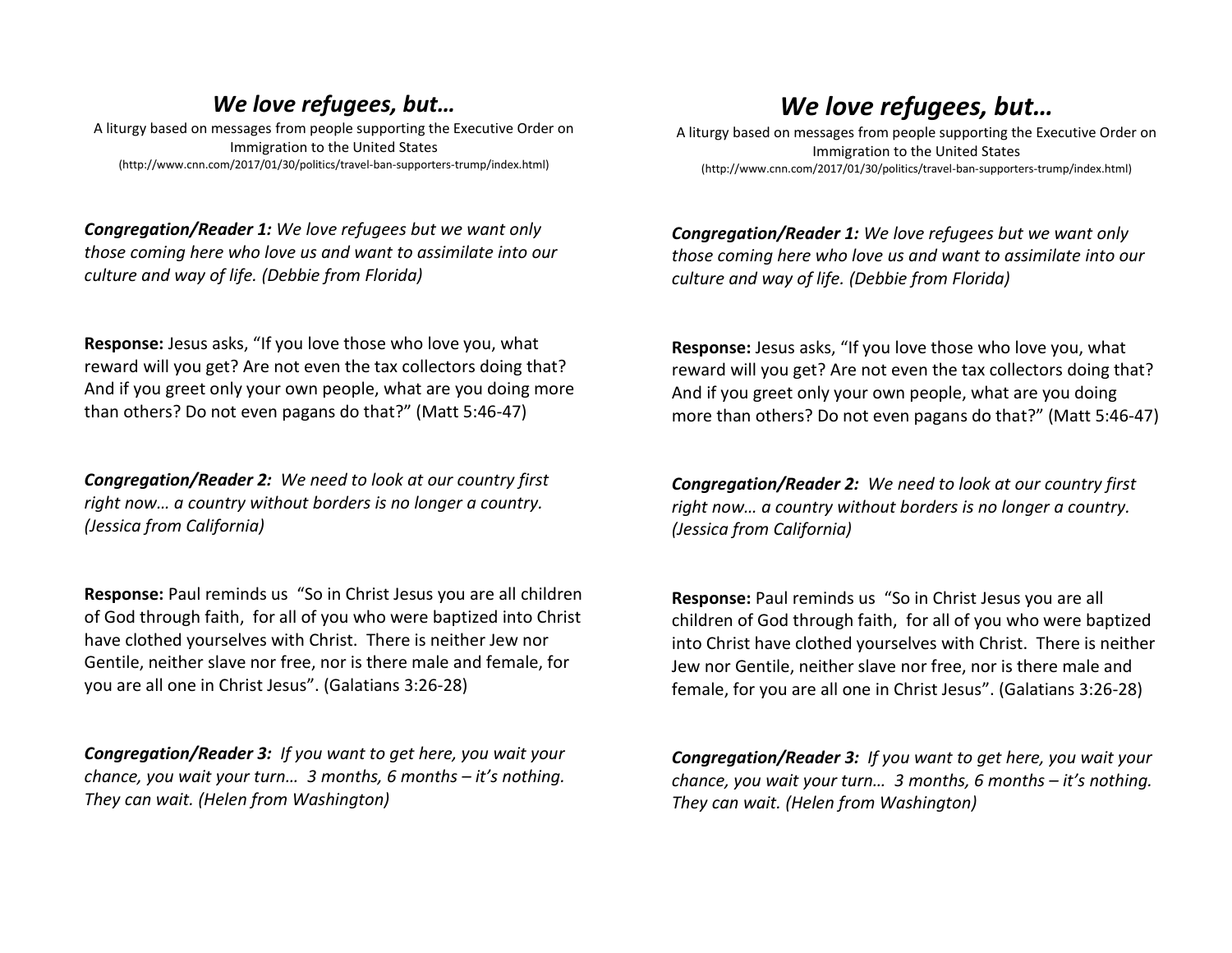# *We love refugees, but…*

A liturgy based on messages from people supporting the Executive Order on Immigration to the United States
(http://www.cnn.com/2017/01/30/politics/travel-ban-supporters-trump/index.html)

***Congregation/Reader 1:*** *We love refugees but we want only those coming here who love us and want to assimilate into our culture and way of life. (Debbie from Florida)*

**Response:** Jesus asks, "If you love those who love you, what reward will you get? Are not even the tax collectors doing that? And if you greet only your own people, what are you doing more than others? Do not even pagans do that?" (Matt 5:46-47)

***Congregation/Reader 2:*** *We need to look at our country first right now… a country without borders is no longer a country. (Jessica from California)*

**Response:** Paul reminds us "So in Christ Jesus you are all children of God through faith, for all of you who were baptized into Christ have clothed yourselves with Christ. There is neither Jew nor Gentile, neither slave nor free, nor is there male and female, for you are all one in Christ Jesus". (Galatians 3:26-28)

***Congregation/Reader 3:*** *If you want to get here, you wait your chance, you wait your turn… 3 months, 6 months – it's nothing. They can wait. (Helen from Washington)*

# *We love refugees, but…*

A liturgy based on messages from people supporting the Executive Order on Immigration to the United States
(http://www.cnn.com/2017/01/30/politics/travel-ban-supporters-trump/index.html)

***Congregation/Reader 1:*** *We love refugees but we want only those coming here who love us and want to assimilate into our culture and way of life. (Debbie from Florida)*

**Response:** Jesus asks, "If you love those who love you, what reward will you get? Are not even the tax collectors doing that? And if you greet only your own people, what are you doing more than others? Do not even pagans do that?" (Matt 5:46-47)

***Congregation/Reader 2:*** *We need to look at our country first right now… a country without borders is no longer a country. (Jessica from California)*

**Response:** Paul reminds us "So in Christ Jesus you are all children of God through faith, for all of you who were baptized into Christ have clothed yourselves with Christ. There is neither Jew nor Gentile, neither slave nor free, nor is there male and female, for you are all one in Christ Jesus". (Galatians 3:26-28)

***Congregation/Reader 3:*** *If you want to get here, you wait your chance, you wait your turn… 3 months, 6 months – it's nothing. They can wait. (Helen from Washington)*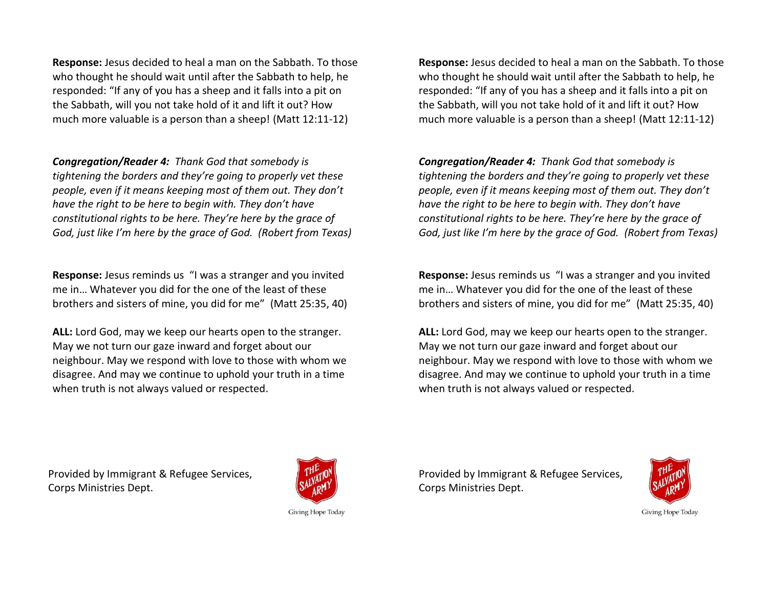**Response:** Jesus decided to heal a man on the Sabbath. To those who thought he should wait until after the Sabbath to help, he responded: "If any of you has a sheep and it falls into a pit on the Sabbath, will you not take hold of it and lift it out? How much more valuable is a person than a sheep! (Matt 12:11-12)

***Congregation/Reader 4:*** *Thank God that somebody is tightening the borders and they're going to properly vet these people, even if it means keeping most of them out. They don't have the right to be here to begin with. They don't have constitutional rights to be here. They're here by the grace of God, just like I'm here by the grace of God. (Robert from Texas)*

**Response:** Jesus reminds us "I was a stranger and you invited me in… Whatever you did for the one of the least of these brothers and sisters of mine, you did for me" (Matt 25:35, 40)

**ALL:** Lord God, may we keep our hearts open to the stranger. May we not turn our gaze inward and forget about our neighbour. May we respond with love to those with whom we disagree. And may we continue to uphold your truth in a time when truth is not always valued or respected.

Provided by Immigrant & Refugee Services, Corps Ministries Dept.

THE SALVATION ARMY

Giving Hope Today

**Response:** Jesus decided to heal a man on the Sabbath. To those who thought he should wait until after the Sabbath to help, he responded: "If any of you has a sheep and it falls into a pit on the Sabbath, will you not take hold of it and lift it out? How much more valuable is a person than a sheep! (Matt 12:11-12)

***Congregation/Reader 4:*** *Thank God that somebody is tightening the borders and they're going to properly vet these people, even if it means keeping most of them out. They don't have the right to be here to begin with. They don't have constitutional rights to be here. They're here by the grace of God, just like I'm here by the grace of God. (Robert from Texas)*

**Response:** Jesus reminds us "I was a stranger and you invited me in… Whatever you did for the one of the least of these brothers and sisters of mine, you did for me" (Matt 25:35, 40)

**ALL:** Lord God, may we keep our hearts open to the stranger. May we not turn our gaze inward and forget about our neighbour. May we respond with love to those with whom we disagree. And may we continue to uphold your truth in a time when truth is not always valued or respected.

Provided by Immigrant & Refugee Services, Corps Ministries Dept.

THE SALVATION ARMY

Giving Hope Today